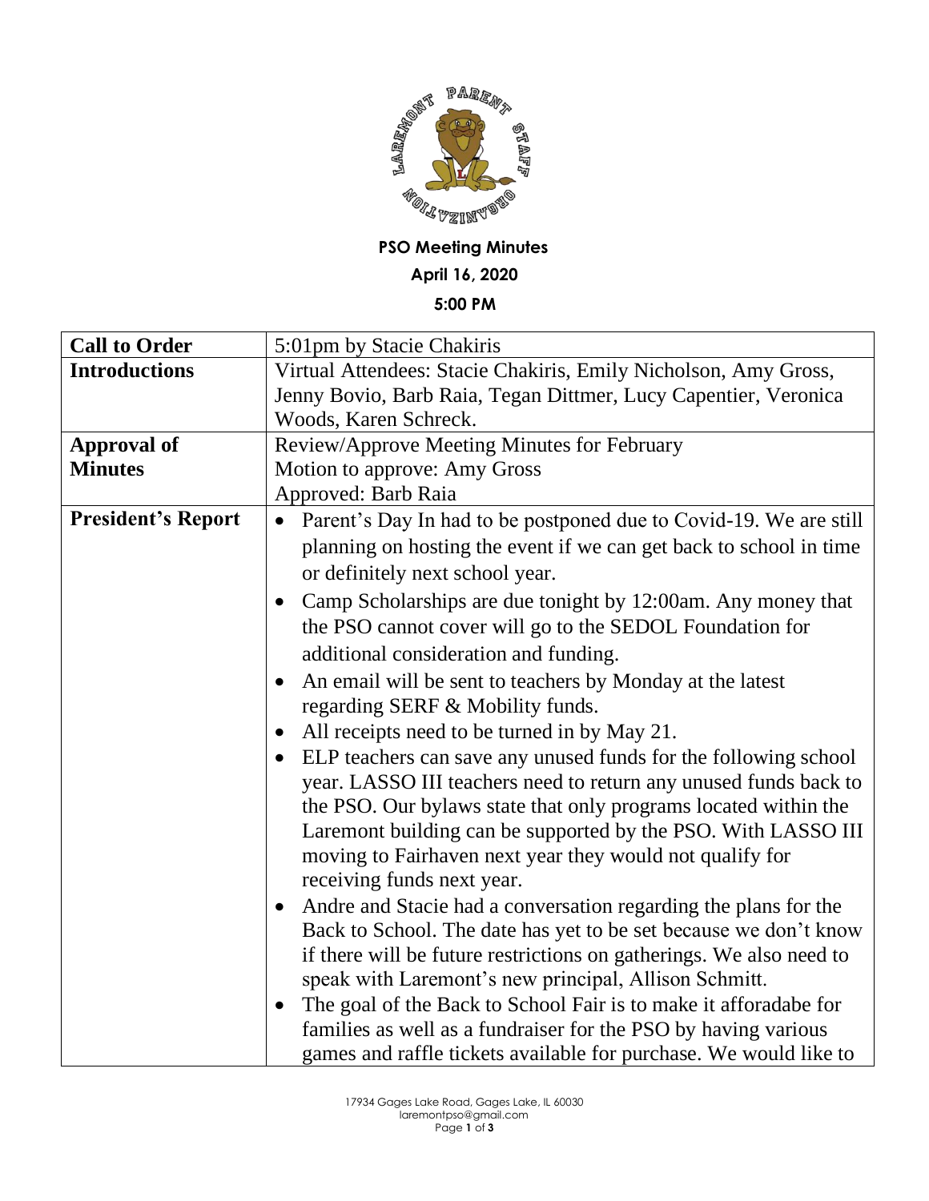**PSO Meeting Minutes**

**April 16, 2020**

**5:00 PM**

| **Call to Order** | 5:01pm by Stacie Chakiris |
|---|---|
| **Introductions** | Virtual Attendees: Stacie Chakiris, Emily Nicholson, Amy Gross, Jenny Bovio, Barb Raia, Tegan Dittmer, Lucy Capentier, Veronica Woods, Karen Schreck. |
| **Approval of Minutes** | Review/Approve Meeting Minutes for February<br>Motion to approve: Amy Gross<br>Approved: Barb Raia |
| **President's Report** | • Parent's Day In had to be postponed due to Covid-19. We are still planning on hosting the event if we can get back to school in time or definitely next school year.<br>• Camp Scholarships are due tonight by 12:00am. Any money that the PSO cannot cover will go to the SEDOL Foundation for additional consideration and funding.<br>• An email will be sent to teachers by Monday at the latest regarding SERF & Mobility funds.<br>• All receipts need to be turned in by May 21.<br>• ELP teachers can save any unused funds for the following school year. LASSO III teachers need to return any unused funds back to the PSO. Our bylaws state that only programs located within the Laremont building can be supported by the PSO. With LASSO III moving to Fairhaven next year they would not qualify for receiving funds next year.<br>• Andre and Stacie had a conversation regarding the plans for the Back to School. The date has yet to be set because we don't know if there will be future restrictions on gatherings. We also need to speak with Laremont's new principal, Allison Schmitt.<br>• The goal of the Back to School Fair is to make it afforadabe for families as well as a fundraiser for the PSO by having various games and raffle tickets available for purchase. We would like to |

17934 Gages Lake Road, Gages Lake, IL 60030
laremontpso@gmail.com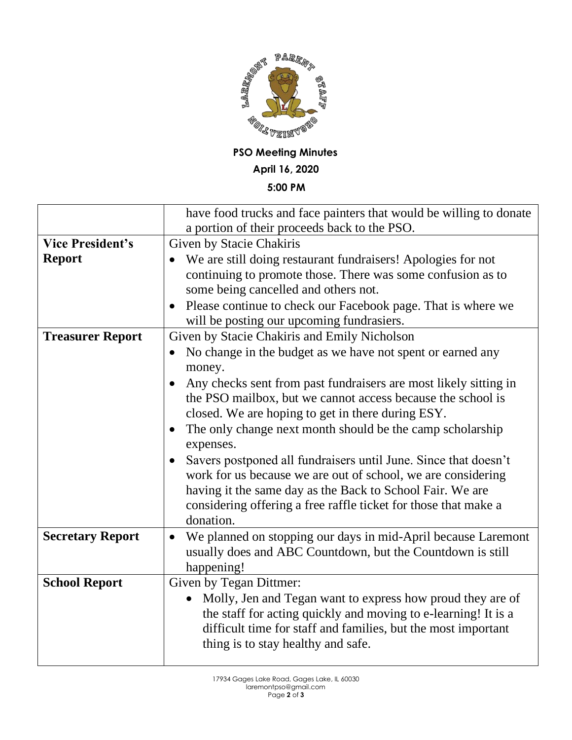**PSO Meeting Minutes**

**April 16, 2020**

**5:00 PM**

| | |
|---|---|
| | have food trucks and face painters that would be willing to donate a portion of their proceeds back to the PSO. |
| **Vice President's Report** | Given by Stacie Chakiris<br>• We are still doing restaurant fundraisers! Apologies for not continuing to promote those. There was some confusion as to some being cancelled and others not.<br>• Please continue to check our Facebook page. That is where we will be posting our upcoming fundrasiers. |
| **Treasurer Report** | Given by Stacie Chakiris and Emily Nicholson<br>• No change in the budget as we have not spent or earned any money.<br>• Any checks sent from past fundraisers are most likely sitting in the PSO mailbox, but we cannot access because the school is closed. We are hoping to get in there during ESY.<br>• The only change next month should be the camp scholarship expenses.<br>• Savers postponed all fundraisers until June. Since that doesn't work for us because we are out of school, we are considering having it the same day as the Back to School Fair. We are considering offering a free raffle ticket for those that make a donation. |
| **Secretary Report** | • We planned on stopping our days in mid-April because Laremont usually does and ABC Countdown, but the Countdown is still happening! |
| **School Report** | Given by Tegan Dittmer:<br>• Molly, Jen and Tegan want to express how proud they are of the staff for acting quickly and moving to e-learning! It is a difficult time for staff and families, but the most important thing is to stay healthy and safe. |

17934 Gages Lake Road, Gages Lake, IL 60030
laremontpso@gmail.com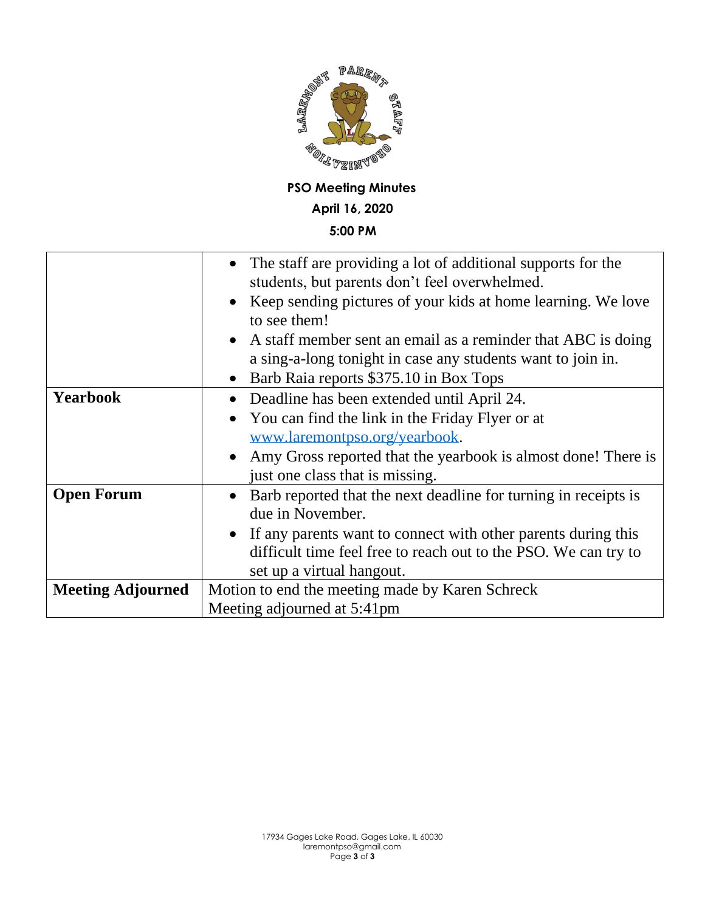**PSO Meeting Minutes**

**April 16, 2020**

**5:00 PM**

| | |
|---|---|
| | • The staff are providing a lot of additional supports for the students, but parents don't feel overwhelmed.<br>• Keep sending pictures of your kids at home learning. We love to see them!<br>• A staff member sent an email as a reminder that ABC is doing a sing-a-long tonight in case any students want to join in.<br>• Barb Raia reports $375.10 in Box Tops |
| **Yearbook** | • Deadline has been extended until April 24.<br>• You can find the link in the Friday Flyer or at [www.laremontpso.org/yearbook](www.laremontpso.org/yearbook).<br>• Amy Gross reported that the yearbook is almost done! There is just one class that is missing. |
| **Open Forum** | • Barb reported that the next deadline for turning in receipts is due in November.<br>• If any parents want to connect with other parents during this difficult time feel free to reach out to the PSO. We can try to set up a virtual hangout. |
| **Meeting Adjourned** | Motion to end the meeting made by Karen Schreck<br>Meeting adjourned at 5:41pm |

17934 Gages Lake Road, Gages Lake, IL 60030
laremontpso@gmail.com